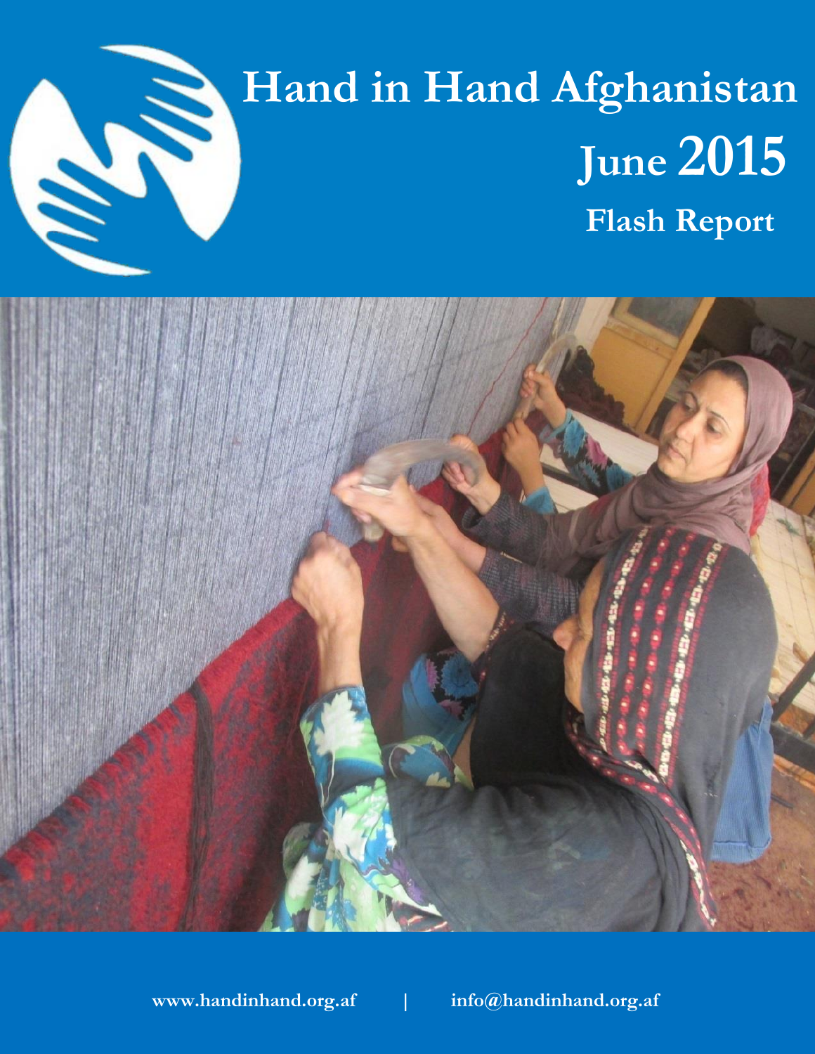# Hand in Hand Afghanistan

## June 2015

## Flash Report

www.handinhand.org.af | info@handinhand.org.af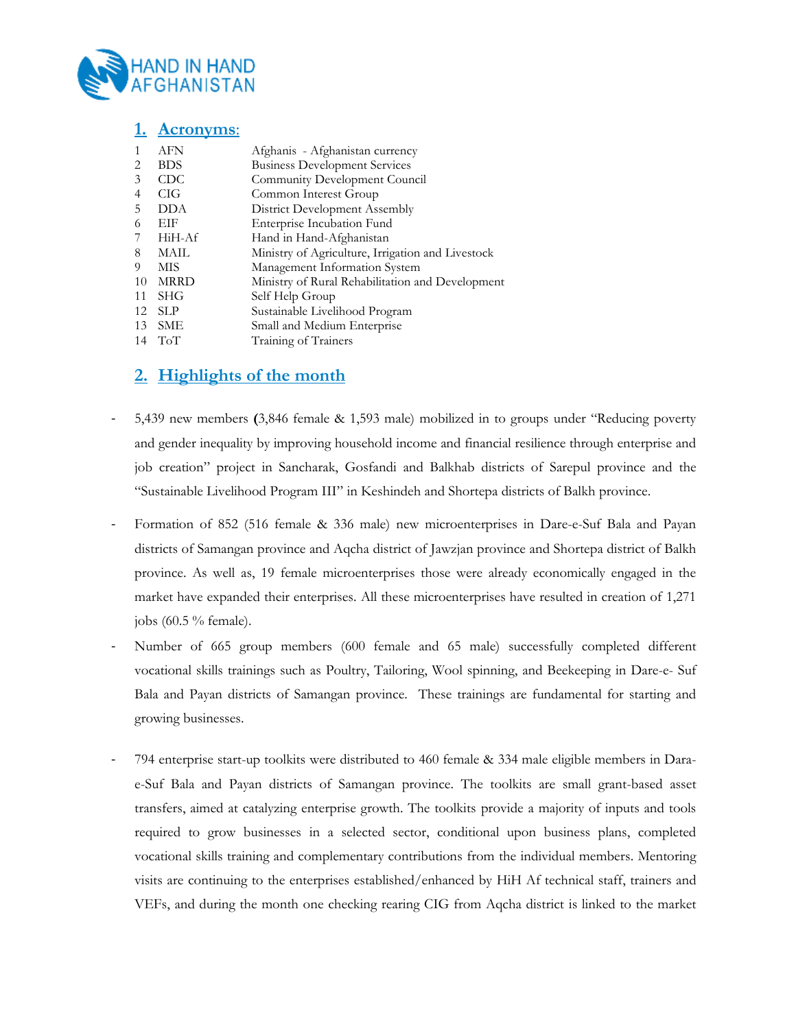## 1. Acronyms:

| | | |
|---|---|---|
| 1 | AFN | Afghanis - Afghanistan currency |
| 2 | BDS | Business Development Services |
| 3 | CDC | Community Development Council |
| 4 | CIG | Common Interest Group |
| 5 | DDA | District Development Assembly |
| 6 | EIF | Enterprise Incubation Fund |
| 7 | HiH-Af | Hand in Hand-Afghanistan |
| 8 | MAIL | Ministry of Agriculture, Irrigation and Livestock |
| 9 | MIS | Management Information System |
| 10 | MRRD | Ministry of Rural Rehabilitation and Development |
| 11 | SHG | Self Help Group |
| 12 | SLP | Sustainable Livelihood Program |
| 13 | SME | Small and Medium Enterprise |
| 14 | ToT | Training of Trainers |

## 2. Highlights of the month

- 5,439 new members **(**3,846 female & 1,593 male) mobilized in to groups under "Reducing poverty and gender inequality by improving household income and financial resilience through enterprise and job creation" project in Sancharak, Gosfandi and Balkhab districts of Sarepul province and the "Sustainable Livelihood Program III" in Keshindeh and Shortepa districts of Balkh province.

- Formation of 852 (516 female & 336 male) new microenterprises in Dare-e-Suf Bala and Payan districts of Samangan province and Aqcha district of Jawzjan province and Shortepa district of Balkh province. As well as, 19 female microenterprises those were already economically engaged in the market have expanded their enterprises. All these microenterprises have resulted in creation of 1,271 jobs (60.5 % female).

- Number of 665 group members (600 female and 65 male) successfully completed different vocational skills trainings such as Poultry, Tailoring, Wool spinning, and Beekeeping in Dare-e- Suf Bala and Payan districts of Samangan province. These trainings are fundamental for starting and growing businesses.

- 794 enterprise start-up toolkits were distributed to 460 female & 334 male eligible members in Dara-e-Suf Bala and Payan districts of Samangan province. The toolkits are small grant-based asset transfers, aimed at catalyzing enterprise growth. The toolkits provide a majority of inputs and tools required to grow businesses in a selected sector, conditional upon business plans, completed vocational skills training and complementary contributions from the individual members. Mentoring visits are continuing to the enterprises established/enhanced by HiH Af technical staff, trainers and VEFs, and during the month one checking rearing CIG from Aqcha district is linked to the market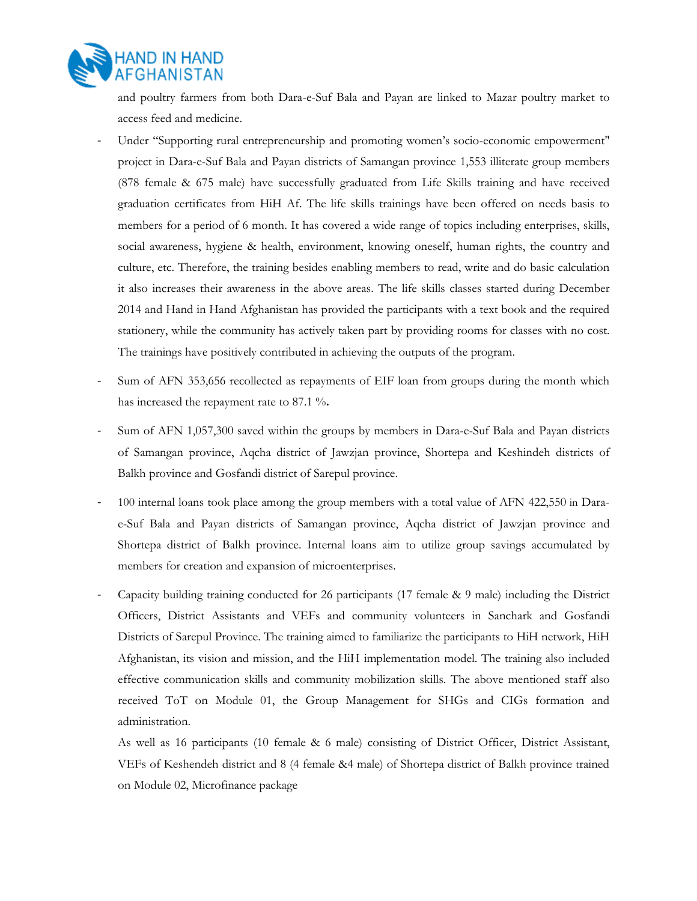and poultry farmers from both Dara-e-Suf Bala and Payan are linked to Mazar poultry market to access feed and medicine.

- Under "Supporting rural entrepreneurship and promoting women's socio-economic empowerment" project in Dara-e-Suf Bala and Payan districts of Samangan province 1,553 illiterate group members (878 female & 675 male) have successfully graduated from Life Skills training and have received graduation certificates from HiH Af. The life skills trainings have been offered on needs basis to members for a period of 6 month. It has covered a wide range of topics including enterprises, skills, social awareness, hygiene & health, environment, knowing oneself, human rights, the country and culture, etc. Therefore, the training besides enabling members to read, write and do basic calculation it also increases their awareness in the above areas. The life skills classes started during December 2014 and Hand in Hand Afghanistan has provided the participants with a text book and the required stationery, while the community has actively taken part by providing rooms for classes with no cost. The trainings have positively contributed in achieving the outputs of the program.

- Sum of AFN 353,656 recollected as repayments of EIF loan from groups during the month which has increased the repayment rate to 87.1 %**.**

- Sum of AFN 1,057,300 saved within the groups by members in Dara-e-Suf Bala and Payan districts of Samangan province, Aqcha district of Jawzjan province, Shortepa and Keshindeh districts of Balkh province and Gosfandi district of Sarepul province.

- 100 internal loans took place among the group members with a total value of AFN 422,550 in Dara-e-Suf Bala and Payan districts of Samangan province, Aqcha district of Jawzjan province and Shortepa district of Balkh province. Internal loans aim to utilize group savings accumulated by members for creation and expansion of microenterprises.

- Capacity building training conducted for 26 participants (17 female & 9 male) including the District Officers, District Assistants and VEFs and community volunteers in Sanchark and Gosfandi Districts of Sarepul Province. The training aimed to familiarize the participants to HiH network, HiH Afghanistan, its vision and mission, and the HiH implementation model. The training also included effective communication skills and community mobilization skills. The above mentioned staff also received ToT on Module 01, the Group Management for SHGs and CIGs formation and administration.

  As well as 16 participants (10 female & 6 male) consisting of District Officer, District Assistant, VEFs of Keshendeh district and 8 (4 female &4 male) of Shortepa district of Balkh province trained on Module 02, Microfinance package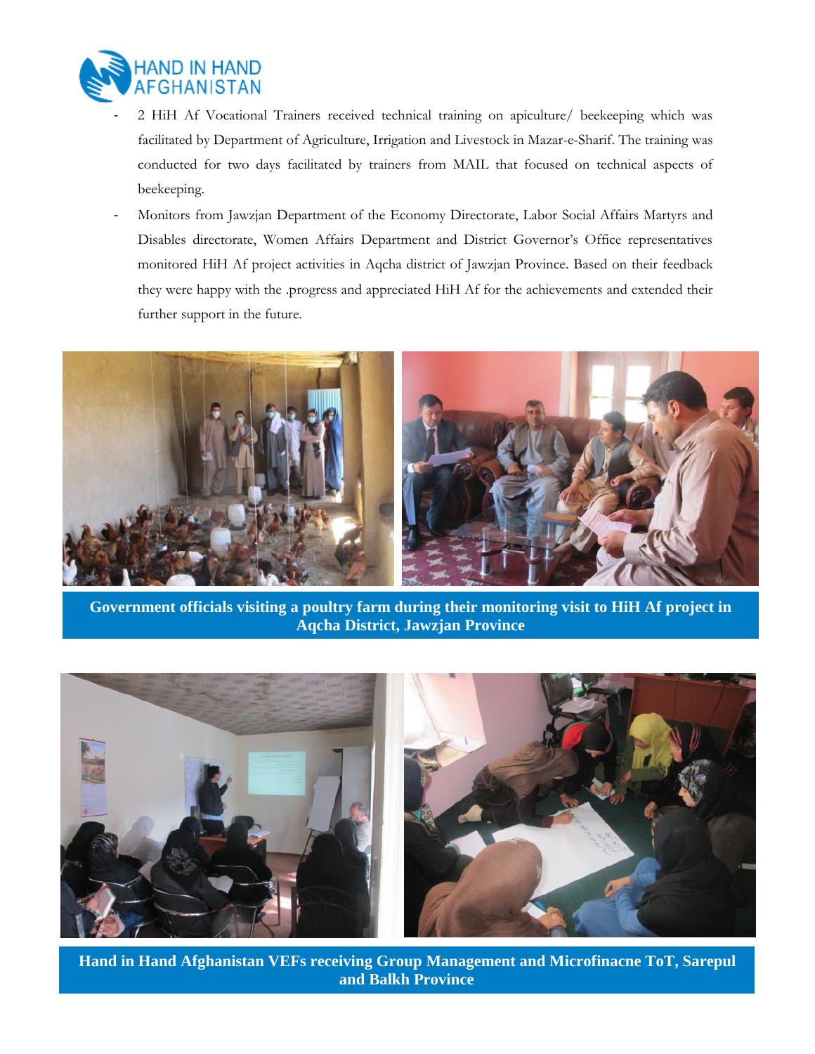- 2 HiH Af Vocational Trainers received technical training on apiculture/ beekeeping which was facilitated by Department of Agriculture, Irrigation and Livestock in Mazar-e-Sharif. The training was conducted for two days facilitated by trainers from MAIL that focused on technical aspects of beekeeping.
- Monitors from Jawzjan Department of the Economy Directorate, Labor Social Affairs Martyrs and Disables directorate, Women Affairs Department and District Governor's Office representatives monitored HiH Af project activities in Aqcha district of Jawzjan Province. Based on their feedback they were happy with the .progress and appreciated HiH Af for the achievements and extended their further support in the future.

**Government officials visiting a poultry farm during their monitoring visit to HiH Af project in Aqcha District, Jawzjan Province**

**Hand in Hand Afghanistan VEFs receiving Group Management and Microfinacne ToT, Sarepul and Balkh Province**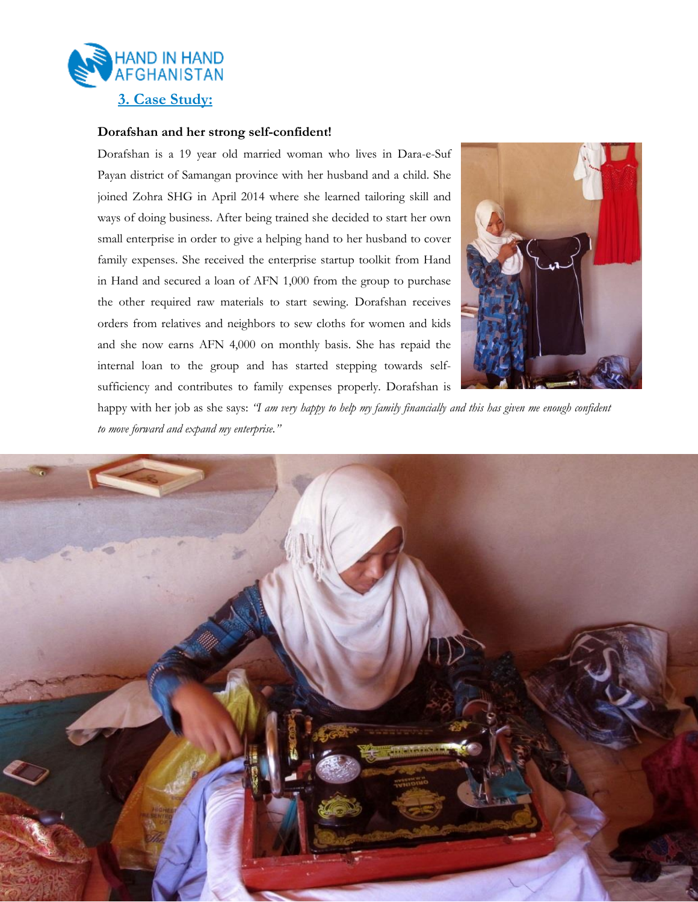## 3. Case Study:

**Dorafshan and her strong self-confident!**

Dorafshan is a 19 year old married woman who lives in Dara-e-Suf Payan district of Samangan province with her husband and a child. She joined Zohra SHG in April 2014 where she learned tailoring skill and ways of doing business. After being trained she decided to start her own small enterprise in order to give a helping hand to her husband to cover family expenses. She received the enterprise startup toolkit from Hand in Hand and secured a loan of AFN 1,000 from the group to purchase the other required raw materials to start sewing. Dorafshan receives orders from relatives and neighbors to sew cloths for women and kids and she now earns AFN 4,000 on monthly basis. She has repaid the internal loan to the group and has started stepping towards self-sufficiency and contributes to family expenses properly. Dorafshan is happy with her job as she says: *"I am very happy to help my family financially and this has given me enough confident to move forward and expand my enterprise."*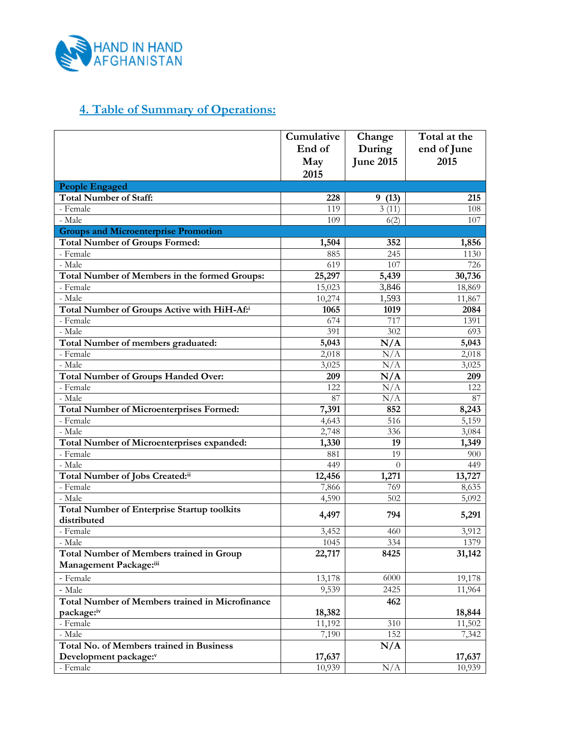## 4. Table of Summary of Operations:

| | Cumulative End of May 2015 | Change During June 2015 | Total at the end of June 2015 |
|---|---|---|---|
| **People Engaged** | | | |
| **Total Number of Staff:** | **228** | **9 (13)** | **215** |
| - Female | 119 | 3 (11) | 108 |
| - Male | 109 | 6(2) | 107 |
| **Groups and Microenterprise Promotion** | | | |
| **Total Number of Groups Formed:** | **1,504** | **352** | **1,856** |
| - Female | 885 | 245 | 1130 |
| - Male | 619 | 107 | 726 |
| **Total Number of Members in the formed Groups:** | **25,297** | **5,439** | **30,736** |
| - Female | 15,023 | 3,846 | 18,869 |
| - Male | 10,274 | 1,593 | 11,867 |
| **Total Number of Groups Active with HiH-Af:**[i] | **1065** | **1019** | **2084** |
| - Female | 674 | 717 | 1391 |
| - Male | 391 | 302 | 693 |
| **Total Number of members graduated:** | **5,043** | **N/A** | **5,043** |
| - Female | 2,018 | N/A | 2,018 |
| - Male | 3,025 | N/A | 3,025 |
| **Total Number of Groups Handed Over:** | **209** | **N/A** | **209** |
| - Female | 122 | N/A | 122 |
| - Male | 87 | N/A | 87 |
| **Total Number of Microenterprises Formed:** | **7,391** | **852** | **8,243** |
| - Female | 4,643 | 516 | 5,159 |
| - Male | 2,748 | 336 | 3,084 |
| **Total Number of Microenterprises expanded:** | **1,330** | **19** | **1,349** |
| - Female | 881 | 19 | 900 |
| - Male | 449 | 0 | 449 |
| **Total Number of Jobs Created:**[ii] | **12,456** | **1,271** | **13,727** |
| - Female | 7,866 | 769 | 8,635 |
| - Male | 4,590 | 502 | 5,092 |
| **Total Number of Enterprise Startup toolkits distributed** | **4,497** | **794** | **5,291** |
| - Female | 3,452 | 460 | 3,912 |
| - Male | 1045 | 334 | 1379 |
| **Total Number of Members trained in Group Management Package:**[iii] | **22,717** | **8425** | **31,142** |
| - Female | 13,178 | 6000 | 19,178 |
| - Male | 9,539 | 2425 | 11,964 |
| **Total Number of Members trained in Microfinance package:**[iv] | **18,382** | **462** | **18,844** |
| - Female | 11,192 | 310 | 11,502 |
| - Male | 7,190 | 152 | 7,342 |
| **Total No. of Members trained in Business Development package:**[v] | **17,637** | **N/A** | **17,637** |
| - Female | 10,939 | N/A | 10,939 |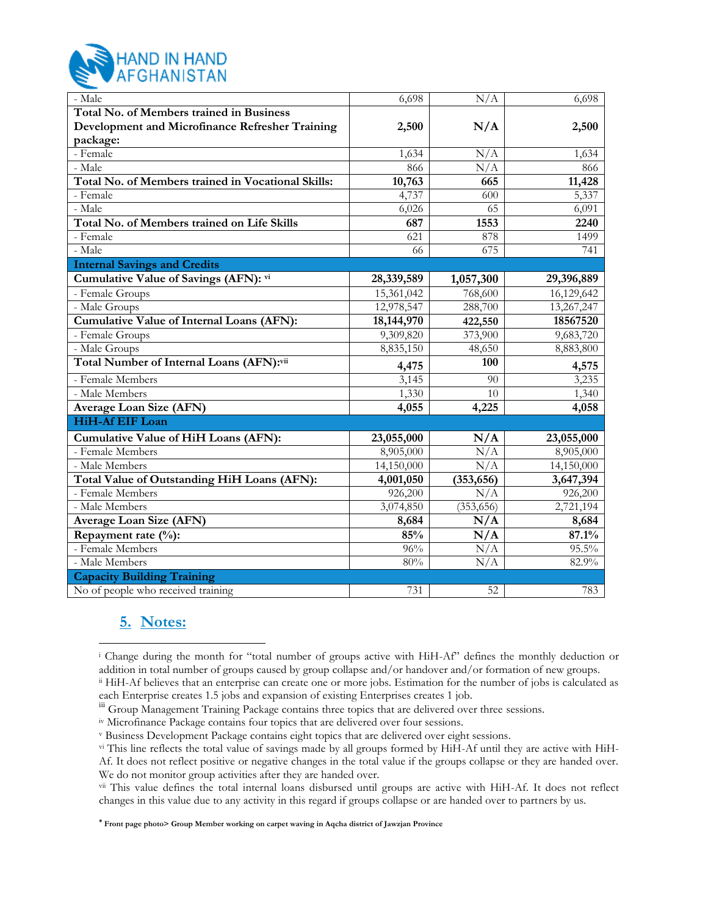| | | | |
|---|---|---|---|
| - Male | 6,698 | N/A | 6,698 |
| **Total No. of Members trained in Business Development and Microfinance Refresher Training package:** | **2,500** | **N/A** | **2,500** |
| - Female | 1,634 | N/A | 1,634 |
| - Male | 866 | N/A | 866 |
| **Total No. of Members trained in Vocational Skills:** | **10,763** | **665** | **11,428** |
| - Female | 4,737 | 600 | 5,337 |
| - Male | 6,026 | 65 | 6,091 |
| **Total No. of Members trained on Life Skills** | **687** | **1553** | **2240** |
| - Female | 621 | 878 | 1499 |
| - Male | 66 | 675 | 741 |
| **Internal Savings and Credits** | | | |
| **Cumulative Value of Savings (AFN):** [vi] | **28,339,589** | **1,057,300** | **29,396,889** |
| - Female Groups | 15,361,042 | 768,600 | 16,129,642 |
| - Male Groups | 12,978,547 | 288,700 | 13,267,247 |
| **Cumulative Value of Internal Loans (AFN):** | **18,144,970** | **422,550** | **18567520** |
| - Female Groups | 9,309,820 | 373,900 | 9,683,720 |
| - Male Groups | 8,835,150 | 48,650 | 8,883,800 |
| **Total Number of Internal Loans (AFN):**[vii] | **4,475** | **100** | **4,575** |
| - Female Members | 3,145 | 90 | 3,235 |
| - Male Members | 1,330 | 10 | 1,340 |
| **Average Loan Size (AFN)** | **4,055** | **4,225** | **4,058** |
| **HiH-Af EIF Loan** | | | |
| **Cumulative Value of HiH Loans (AFN):** | **23,055,000** | **N/A** | **23,055,000** |
| - Female Members | 8,905,000 | N/A | 8,905,000 |
| - Male Members | 14,150,000 | N/A | 14,150,000 |
| **Total Value of Outstanding HiH Loans (AFN):** | **4,001,050** | **(353,656)** | **3,647,394** |
| - Female Members | 926,200 | N/A | 926,200 |
| - Male Members | 3,074,850 | (353,656) | 2,721,194 |
| **Average Loan Size (AFN)** | **8,684** | **N/A** | **8,684** |
| **Repayment rate (%):** | **85%** | **N/A** | **87.1%** |
| - Female Members | 96% | N/A | 95.5% |
| - Male Members | 80% | N/A | 82.9% |
| **Capacity Building Training** | | | |
| No of people who received training | 731 | 52 | 783 |

## 5. Notes:

[i] Change during the month for "total number of groups active with HiH-Af" defines the monthly deduction or addition in total number of groups caused by group collapse and/or handover and/or formation of new groups.

[ii] HiH-Af believes that an enterprise can create one or more jobs. Estimation for the number of jobs is calculated as each Enterprise creates 1.5 jobs and expansion of existing Enterprises creates 1 job.

[iii] Group Management Training Package contains three topics that are delivered over three sessions.

[iv] Microfinance Package contains four topics that are delivered over four sessions.

[v] Business Development Package contains eight topics that are delivered over eight sessions.

[vi] This line reflects the total value of savings made by all groups formed by HiH-Af until they are active with HiH-Af. It does not reflect positive or negative changes in the total value if the groups collapse or they are handed over. We do not monitor group activities after they are handed over.

[vii] This value defines the total internal loans disbursed until groups are active with HiH-Af. It does not reflect changes in this value due to any activity in this regard if groups collapse or are handed over to partners by us.

* **Front page photo> Group Member working on carpet waving in Aqcha district of Jawzjan Province**